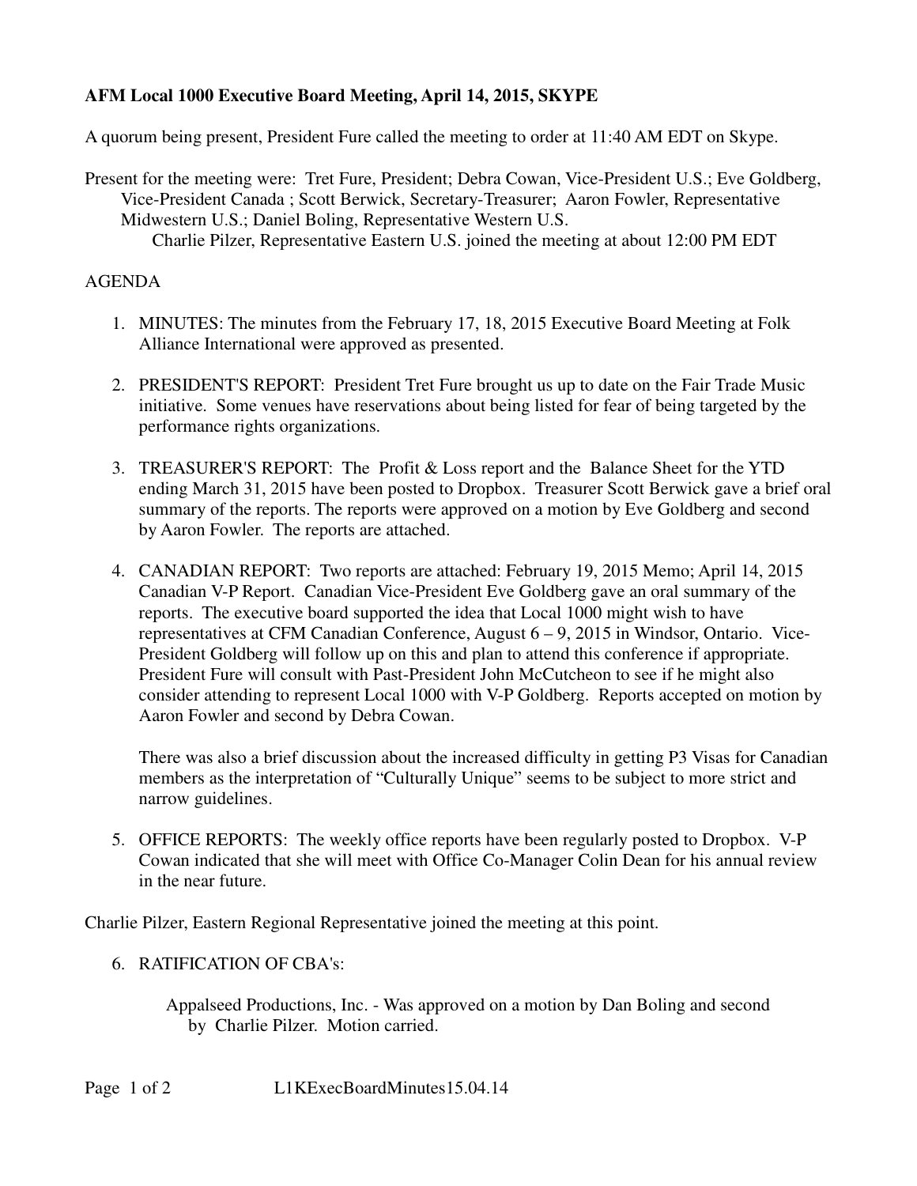**AFM Local 1000 Executive Board Meeting, April 14, 2015, SKYPE**

A quorum being present, President Fure called the meeting to order at 11:40 AM EDT on Skype.

Present for the meeting were: Tret Fure, President; Debra Cowan, Vice-President U.S.; Eve Goldberg, Vice-President Canada ; Scott Berwick, Secretary-Treasurer; Aaron Fowler, Representative Midwestern U.S.; Daniel Boling, Representative Western U.S.
Charlie Pilzer, Representative Eastern U.S. joined the meeting at about 12:00 PM EDT

AGENDA

1. MINUTES: The minutes from the February 17, 18, 2015 Executive Board Meeting at Folk Alliance International were approved as presented.

2. PRESIDENT'S REPORT: President Tret Fure brought us up to date on the Fair Trade Music initiative. Some venues have reservations about being listed for fear of being targeted by the performance rights organizations.

3. TREASURER'S REPORT: The Profit & Loss report and the Balance Sheet for the YTD ending March 31, 2015 have been posted to Dropbox. Treasurer Scott Berwick gave a brief oral summary of the reports. The reports were approved on a motion by Eve Goldberg and second by Aaron Fowler. The reports are attached.

4. CANADIAN REPORT: Two reports are attached: February 19, 2015 Memo; April 14, 2015 Canadian V-P Report. Canadian Vice-President Eve Goldberg gave an oral summary of the reports. The executive board supported the idea that Local 1000 might wish to have representatives at CFM Canadian Conference, August 6 – 9, 2015 in Windsor, Ontario. Vice-President Goldberg will follow up on this and plan to attend this conference if appropriate. President Fure will consult with Past-President John McCutcheon to see if he might also consider attending to represent Local 1000 with V-P Goldberg. Reports accepted on motion by Aaron Fowler and second by Debra Cowan.

   There was also a brief discussion about the increased difficulty in getting P3 Visas for Canadian members as the interpretation of "Culturally Unique" seems to be subject to more strict and narrow guidelines.

5. OFFICE REPORTS: The weekly office reports have been regularly posted to Dropbox. V-P Cowan indicated that she will meet with Office Co-Manager Colin Dean for his annual review in the near future.

Charlie Pilzer, Eastern Regional Representative joined the meeting at this point.

6. RATIFICATION OF CBA's:

   Appalseed Productions, Inc. - Was approved on a motion by Dan Boling and second by Charlie Pilzer. Motion carried.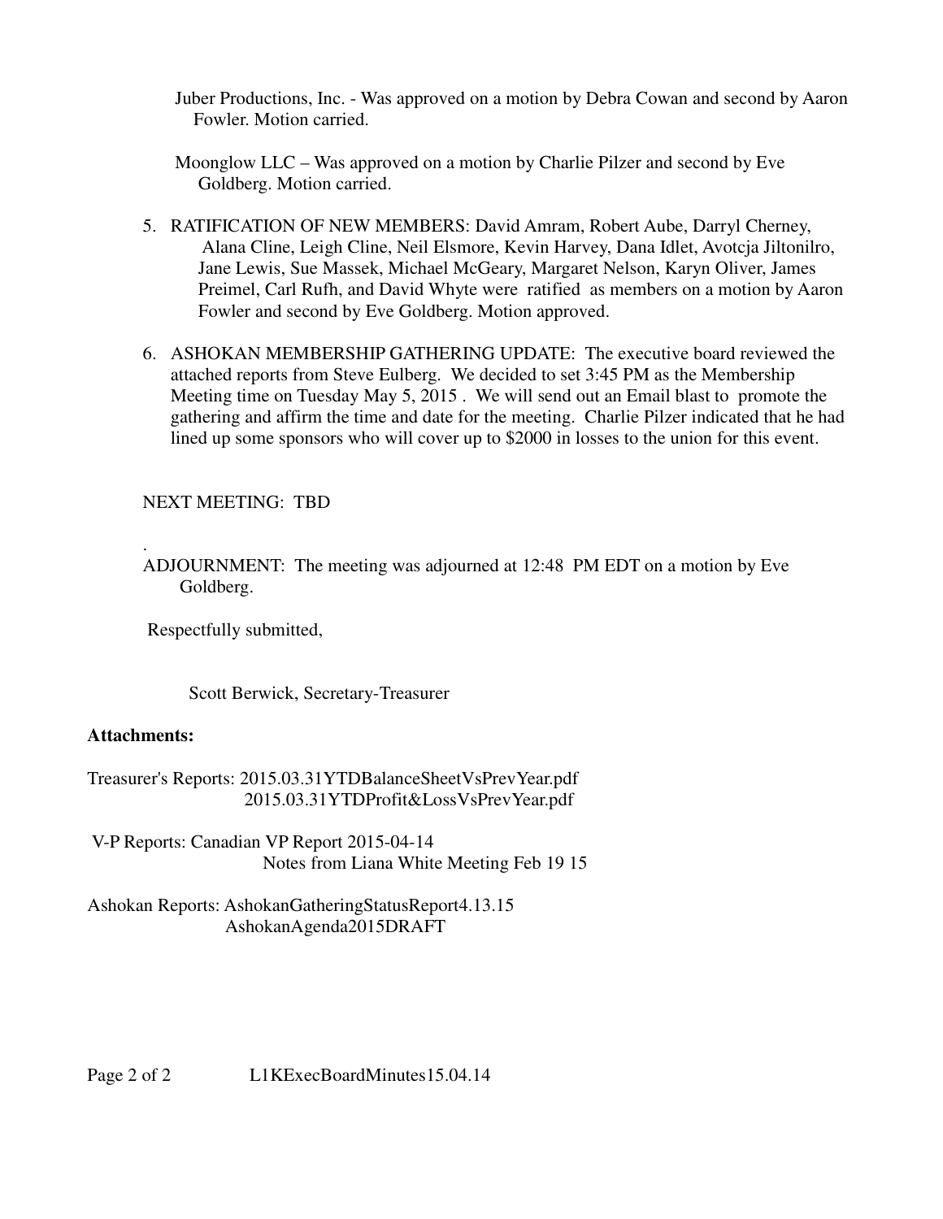Juber Productions, Inc. - Was approved on a motion by Debra Cowan and second by Aaron Fowler. Motion carried.

Moonglow LLC – Was approved on a motion by Charlie Pilzer and second by Eve Goldberg. Motion carried.

5. RATIFICATION OF NEW MEMBERS: David Amram, Robert Aube, Darryl Cherney, Alana Cline, Leigh Cline, Neil Elsmore, Kevin Harvey, Dana Idlet, Avotcja Jiltonilro, Jane Lewis, Sue Massek, Michael McGeary, Margaret Nelson, Karyn Oliver, James Preimel, Carl Rufh, and David Whyte were ratified as members on a motion by Aaron Fowler and second by Eve Goldberg. Motion approved.

6. ASHOKAN MEMBERSHIP GATHERING UPDATE: The executive board reviewed the attached reports from Steve Eulberg. We decided to set 3:45 PM as the Membership Meeting time on Tuesday May 5, 2015 . We will send out an Email blast to promote the gathering and affirm the time and date for the meeting. Charlie Pilzer indicated that he had lined up some sponsors who will cover up to $2000 in losses to the union for this event.

NEXT MEETING: TBD

.

ADJOURNMENT: The meeting was adjourned at 12:48 PM EDT on a motion by Eve Goldberg.

Respectfully submitted,

Scott Berwick, Secretary-Treasurer

**Attachments:**

Treasurer's Reports: 2015.03.31YTDBalanceSheetVsPrevYear.pdf
2015.03.31YTDProfit&LossVsPrevYear.pdf

V-P Reports: Canadian VP Report 2015-04-14
Notes from Liana White Meeting Feb 19 15

Ashokan Reports: AshokanGatheringStatusReport4.13.15
AshokanAgenda2015DRAFT